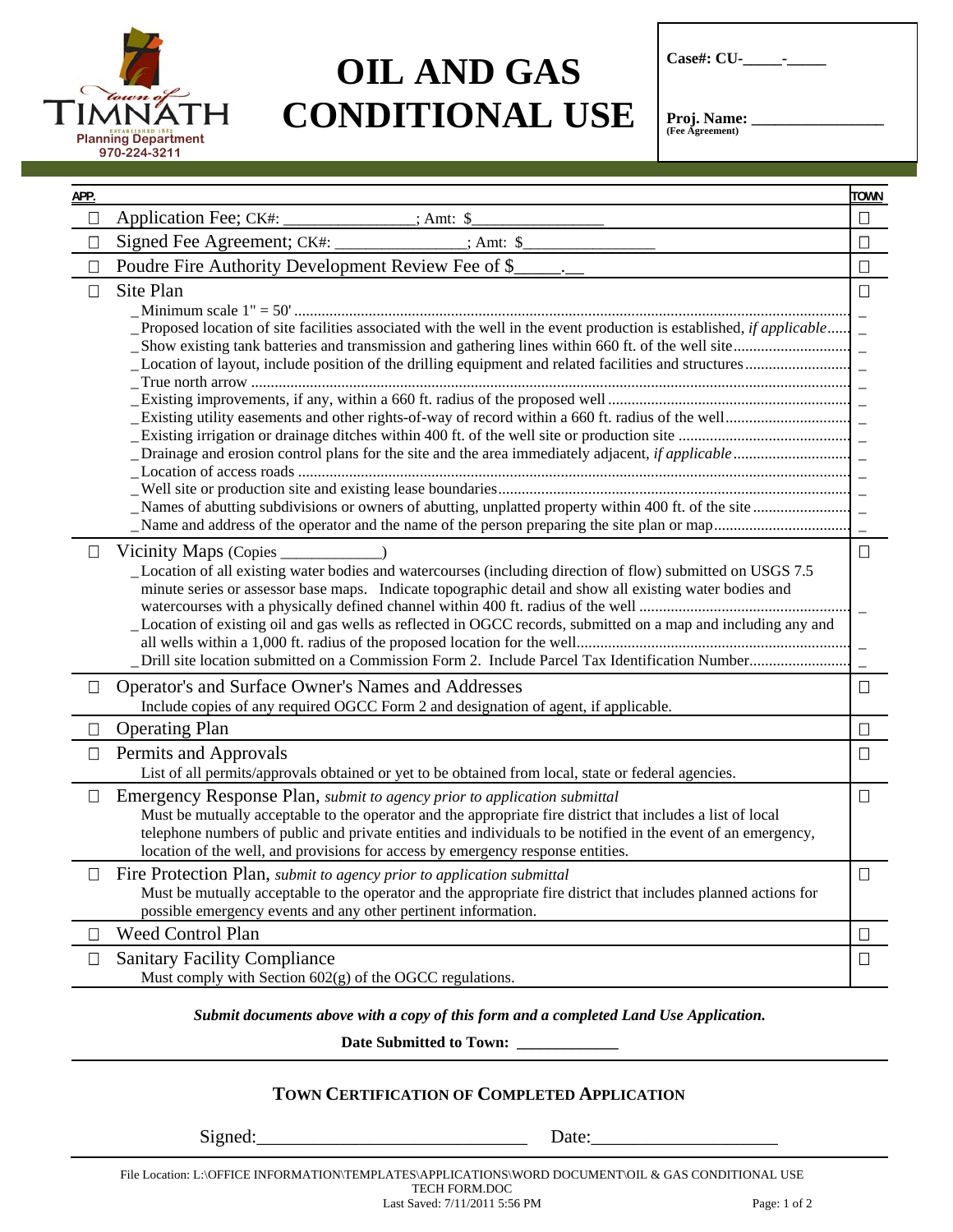Town of Timnath
Planning Department
970-224-3211

# OIL AND GAS CONDITIONAL USE

**Case#: CU-\_\_\_\_\_-\_\_\_\_\_**

**Proj. Name: \_\_\_\_\_\_\_\_\_\_\_\_\_\_\_\_**
**(Fee Agreement)**

| APP. | | TOWN |
|---|---|---|
| ☐ | Application Fee; CK#: \_\_\_\_\_\_\_\_\_\_\_\_\_\_\_; Amt: $\_\_\_\_\_\_\_\_\_\_\_\_\_\_\_\_ | ☐ |
| ☐ | Signed Fee Agreement; CK#: \_\_\_\_\_\_\_\_\_\_\_\_\_\_\_; Amt: $\_\_\_\_\_\_\_\_\_\_\_\_\_\_\_\_ | ☐ |
| ☐ | Poudre Fire Authority Development Review Fee of $\_\_\_\_\_.\_\_ | ☐ |
| ☐ | Site Plan<br>\_Minimum scale 1" = 50'<br>\_Proposed location of site facilities associated with the well in the event production is established, *if applicable*<br>\_Show existing tank batteries and transmission and gathering lines within 660 ft. of the well site<br>\_Location of layout, include position of the drilling equipment and related facilities and structures<br>\_True north arrow<br>\_Existing improvements, if any, within a 660 ft. radius of the proposed well<br>\_Existing utility easements and other rights-of-way of record within a 660 ft. radius of the well<br>\_Existing irrigation or drainage ditches within 400 ft. of the well site or production site<br>\_Drainage and erosion control plans for the site and the area immediately adjacent, *if applicable*<br>\_Location of access roads<br>\_Well site or production site and existing lease boundaries<br>\_Names of abutting subdivisions or owners of abutting, unplatted property within 400 ft. of the site<br>\_Name and address of the operator and the name of the person preparing the site plan or map | ☐<br>\_<br>\_<br>\_<br>\_<br>\_<br>\_<br>\_<br>\_<br>\_<br>\_<br>\_<br>\_<br>\_ |
| ☐ | Vicinity Maps (Copies \_\_\_\_\_\_\_\_\_\_\_\_)<br>\_Location of all existing water bodies and watercourses (including direction of flow) submitted on USGS 7.5 minute series or assessor base maps. Indicate topographic detail and show all existing water bodies and watercourses with a physically defined channel within 400 ft. radius of the well<br>\_Location of existing oil and gas wells as reflected in OGCC records, submitted on a map and including any and all wells within a 1,000 ft. radius of the proposed location for the well<br>\_Drill site location submitted on a Commission Form 2. Include Parcel Tax Identification Number | ☐<br>\_<br>\_<br>\_ |
| ☐ | Operator's and Surface Owner's Names and Addresses<br>Include copies of any required OGCC Form 2 and designation of agent, if applicable. | ☐ |
| ☐ | Operating Plan | ☐ |
| ☐ | Permits and Approvals<br>List of all permits/approvals obtained or yet to be obtained from local, state or federal agencies. | ☐ |
| ☐ | Emergency Response Plan, *submit to agency prior to application submittal*<br>Must be mutually acceptable to the operator and the appropriate fire district that includes a list of local telephone numbers of public and private entities and individuals to be notified in the event of an emergency, location of the well, and provisions for access by emergency response entities. | ☐ |
| ☐ | Fire Protection Plan, *submit to agency prior to application submittal*<br>Must be mutually acceptable to the operator and the appropriate fire district that includes planned actions for possible emergency events and any other pertinent information. | ☐ |
| ☐ | Weed Control Plan | ☐ |
| ☐ | Sanitary Facility Compliance<br>Must comply with Section 602(g) of the OGCC regulations. | ☐ |

***Submit documents above with a copy of this form and a completed Land Use Application.***

**Date Submitted to Town: \_\_\_\_\_\_\_\_\_\_\_\_\_**

## TOWN CERTIFICATION OF COMPLETED APPLICATION

Signed:\_\_\_\_\_\_\_\_\_\_\_\_\_\_\_\_\_\_\_\_\_\_\_\_\_\_\_\_\_\_ Date:\_\_\_\_\_\_\_\_\_\_\_\_\_\_\_\_\_\_\_\_

File Location: L:\OFFICE INFORMATION\TEMPLATES\APPLICATIONS\WORD DOCUMENT\OIL & GAS CONDITIONAL USE TECH FORM.DOC
Last Saved: 7/11/2011 5:56 PM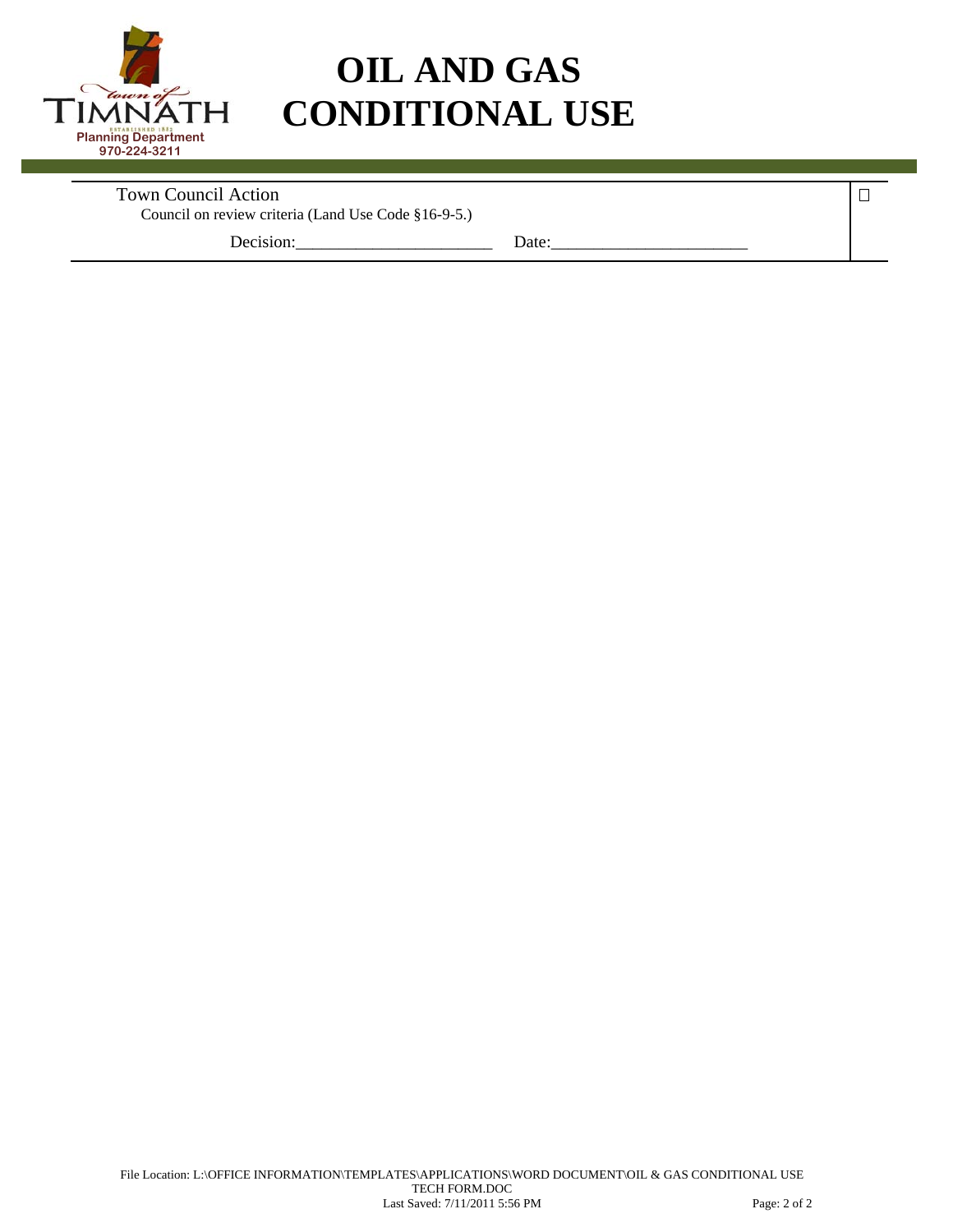# OIL AND GAS CONDITIONAL USE

| | |
|---|---|
| Town Council Action<br>Council on review criteria (Land Use Code §16-9-5.)<br>Decision:_______________________ Date:_______________________ | ☐ |